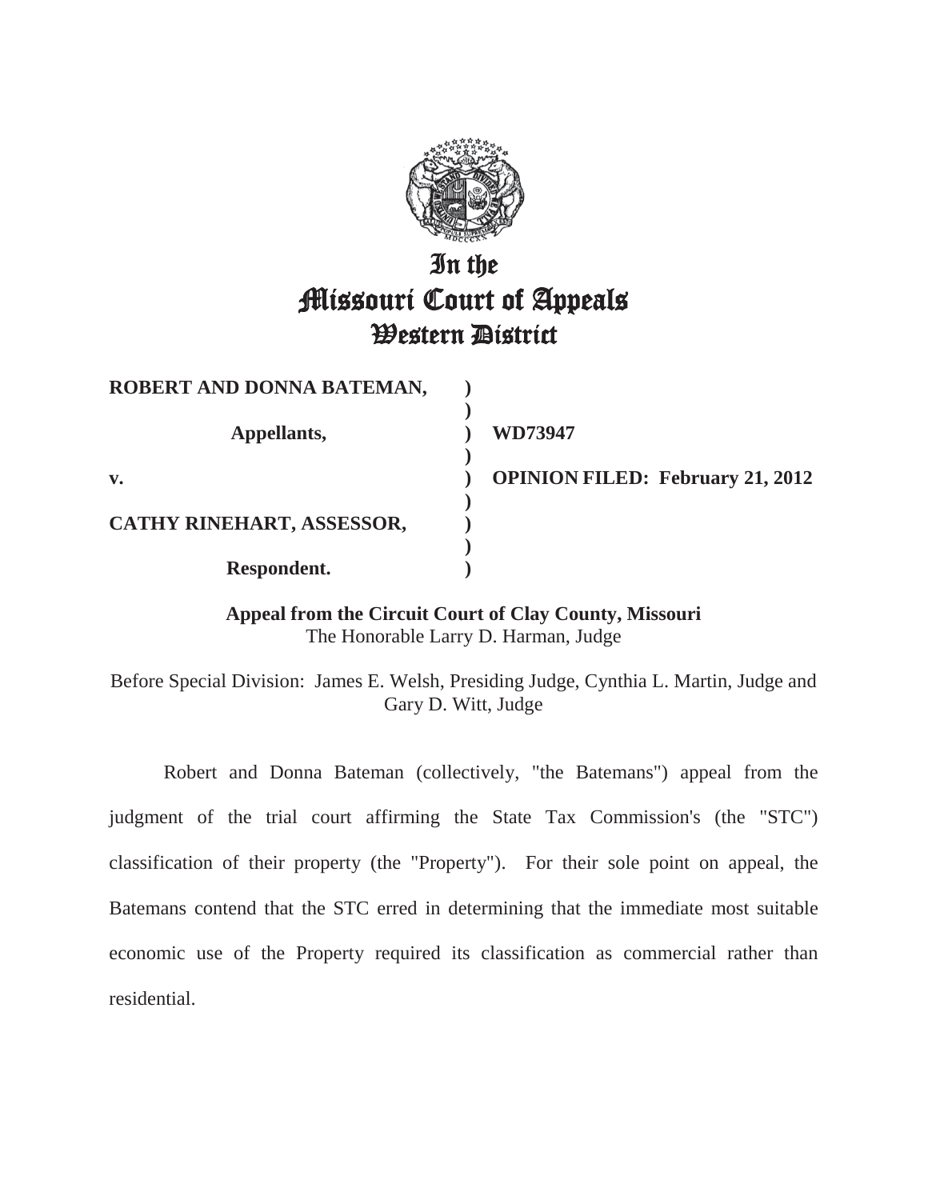# In the Missouri Court of Appeals Western District

| | | |
|---|---|---|
| **ROBERT AND DONNA BATEMAN,** | **)** | |
| **Appellants,** | **)** | **WD73947** |
| **v.** | **)** | **OPINION FILED: February 21, 2012** |
| **CATHY RINEHART, ASSESSOR,** | **)** | |
| **Respondent.** | **)** | |

**Appeal from the Circuit Court of Clay County, Missouri**
The Honorable Larry D. Harman, Judge

Before Special Division: James E. Welsh, Presiding Judge, Cynthia L. Martin, Judge and Gary D. Witt, Judge

Robert and Donna Bateman (collectively, "the Batemans") appeal from the judgment of the trial court affirming the State Tax Commission's (the "STC") classification of their property (the "Property"). For their sole point on appeal, the Batemans contend that the STC erred in determining that the immediate most suitable economic use of the Property required its classification as commercial rather than residential.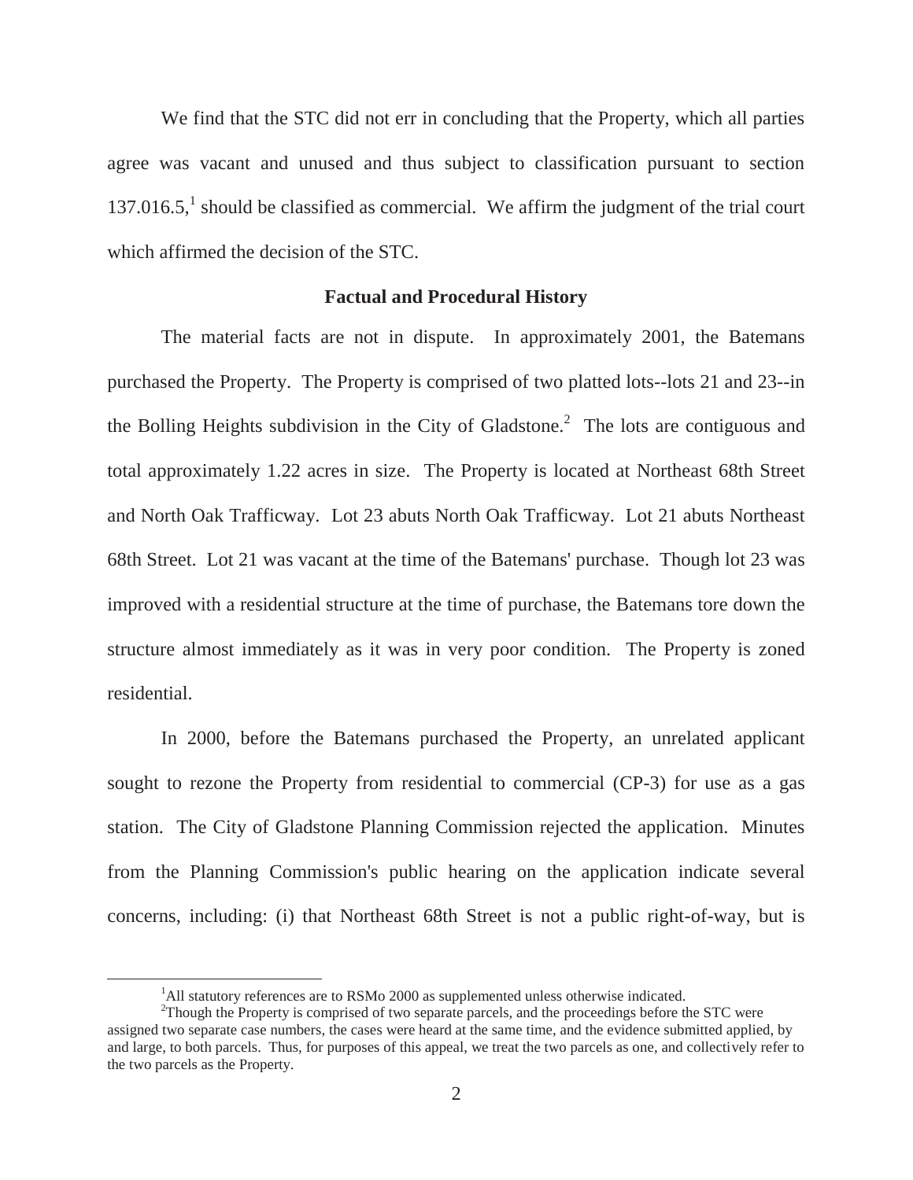We find that the STC did not err in concluding that the Property, which all parties agree was vacant and unused and thus subject to classification pursuant to section 137.016.5,[1] should be classified as commercial. We affirm the judgment of the trial court which affirmed the decision of the STC.

## Factual and Procedural History

The material facts are not in dispute. In approximately 2001, the Batemans purchased the Property. The Property is comprised of two platted lots--lots 21 and 23--in the Bolling Heights subdivision in the City of Gladstone.[2] The lots are contiguous and total approximately 1.22 acres in size. The Property is located at Northeast 68th Street and North Oak Trafficway. Lot 23 abuts North Oak Trafficway. Lot 21 abuts Northeast 68th Street. Lot 21 was vacant at the time of the Batemans' purchase. Though lot 23 was improved with a residential structure at the time of purchase, the Batemans tore down the structure almost immediately as it was in very poor condition. The Property is zoned residential.

In 2000, before the Batemans purchased the Property, an unrelated applicant sought to rezone the Property from residential to commercial (CP-3) for use as a gas station. The City of Gladstone Planning Commission rejected the application. Minutes from the Planning Commission's public hearing on the application indicate several concerns, including: (i) that Northeast 68th Street is not a public right-of-way, but is

[1] All statutory references are to RSMo 2000 as supplemented unless otherwise indicated.

[2] Though the Property is comprised of two separate parcels, and the proceedings before the STC were assigned two separate case numbers, the cases were heard at the same time, and the evidence submitted applied, by and large, to both parcels. Thus, for purposes of this appeal, we treat the two parcels as one, and collectively refer to the two parcels as the Property.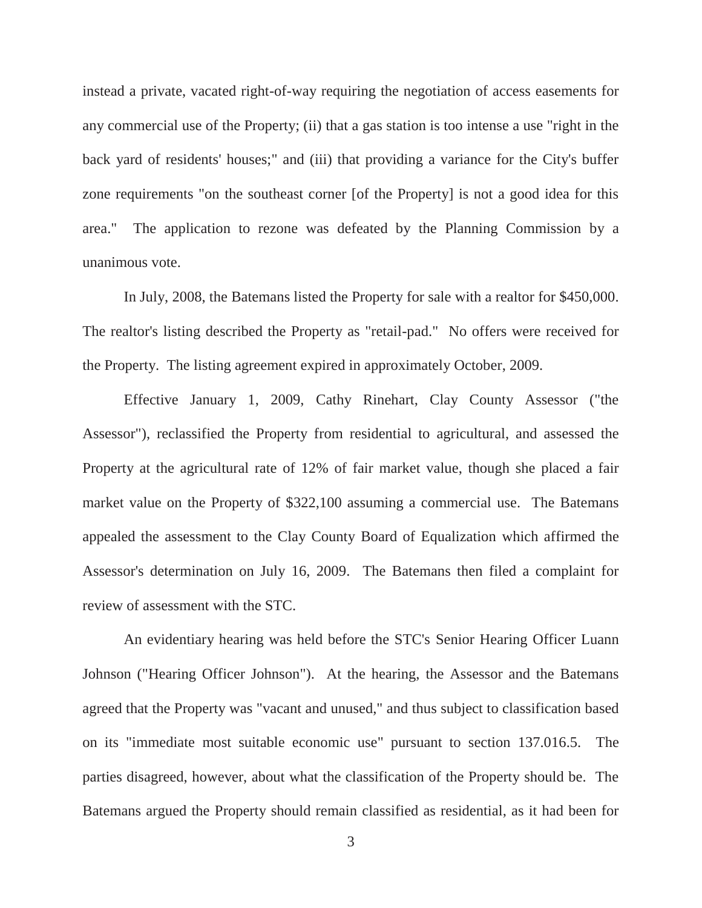instead a private, vacated right-of-way requiring the negotiation of access easements for any commercial use of the Property; (ii) that a gas station is too intense a use "right in the back yard of residents' houses;" and (iii) that providing a variance for the City's buffer zone requirements "on the southeast corner [of the Property] is not a good idea for this area." The application to rezone was defeated by the Planning Commission by a unanimous vote.

In July, 2008, the Batemans listed the Property for sale with a realtor for $450,000. The realtor's listing described the Property as "retail-pad." No offers were received for the Property. The listing agreement expired in approximately October, 2009.

Effective January 1, 2009, Cathy Rinehart, Clay County Assessor ("the Assessor"), reclassified the Property from residential to agricultural, and assessed the Property at the agricultural rate of 12% of fair market value, though she placed a fair market value on the Property of $322,100 assuming a commercial use. The Batemans appealed the assessment to the Clay County Board of Equalization which affirmed the Assessor's determination on July 16, 2009. The Batemans then filed a complaint for review of assessment with the STC.

An evidentiary hearing was held before the STC's Senior Hearing Officer Luann Johnson ("Hearing Officer Johnson"). At the hearing, the Assessor and the Batemans agreed that the Property was "vacant and unused," and thus subject to classification based on its "immediate most suitable economic use" pursuant to section 137.016.5. The parties disagreed, however, about what the classification of the Property should be. The Batemans argued the Property should remain classified as residential, as it had been for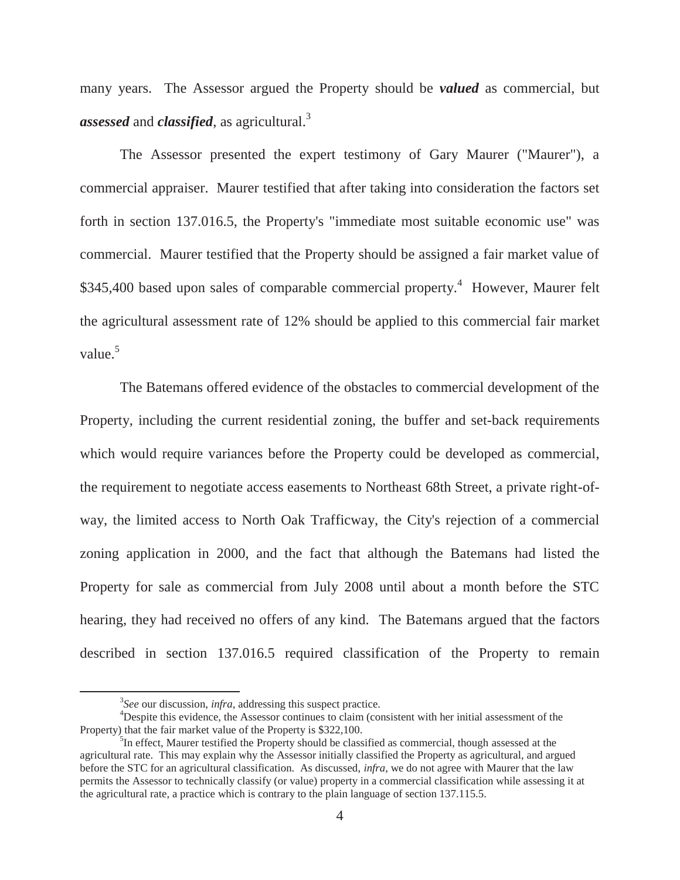many years. The Assessor argued the Property should be ***valued*** as commercial, but ***assessed*** and ***classified***, as agricultural.[3]

The Assessor presented the expert testimony of Gary Maurer ("Maurer"), a commercial appraiser. Maurer testified that after taking into consideration the factors set forth in section 137.016.5, the Property's "immediate most suitable economic use" was commercial. Maurer testified that the Property should be assigned a fair market value of \$345,400 based upon sales of comparable commercial property.[4] However, Maurer felt the agricultural assessment rate of 12% should be applied to this commercial fair market value.[5]

The Batemans offered evidence of the obstacles to commercial development of the Property, including the current residential zoning, the buffer and set-back requirements which would require variances before the Property could be developed as commercial, the requirement to negotiate access easements to Northeast 68th Street, a private right-of-way, the limited access to North Oak Trafficway, the City's rejection of a commercial zoning application in 2000, and the fact that although the Batemans had listed the Property for sale as commercial from July 2008 until about a month before the STC hearing, they had received no offers of any kind. The Batemans argued that the factors described in section 137.016.5 required classification of the Property to remain

---

[3] *See* our discussion, *infra*, addressing this suspect practice.

[4] Despite this evidence, the Assessor continues to claim (consistent with her initial assessment of the Property) that the fair market value of the Property is \$322,100.

[5] In effect, Maurer testified the Property should be classified as commercial, though assessed at the agricultural rate. This may explain why the Assessor initially classified the Property as agricultural, and argued before the STC for an agricultural classification. As discussed, *infra*, we do not agree with Maurer that the law permits the Assessor to technically classify (or value) property in a commercial classification while assessing it at the agricultural rate, a practice which is contrary to the plain language of section 137.115.5.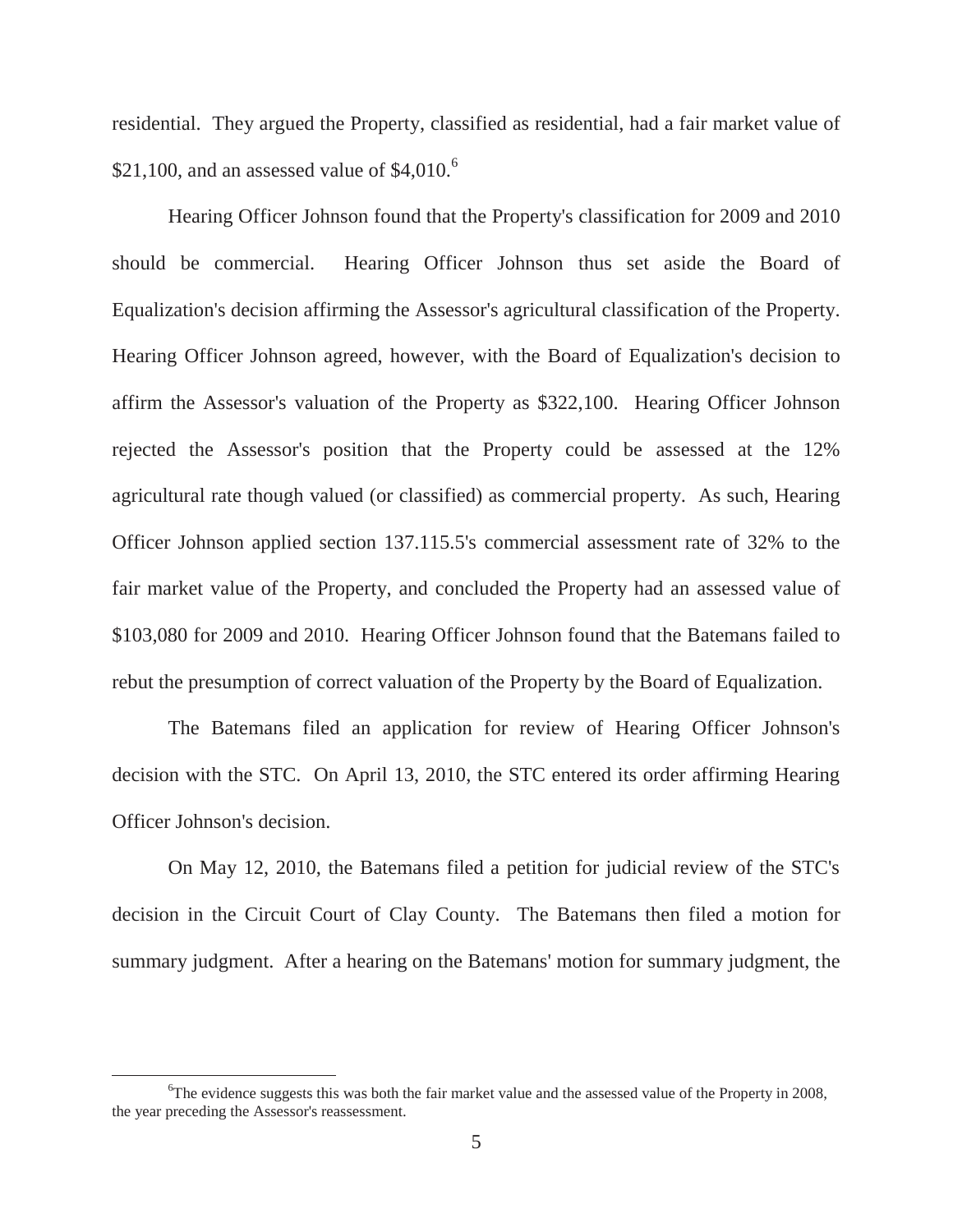residential. They argued the Property, classified as residential, had a fair market value of \$21,100, and an assessed value of \$4,010.[6]

Hearing Officer Johnson found that the Property's classification for 2009 and 2010 should be commercial. Hearing Officer Johnson thus set aside the Board of Equalization's decision affirming the Assessor's agricultural classification of the Property. Hearing Officer Johnson agreed, however, with the Board of Equalization's decision to affirm the Assessor's valuation of the Property as \$322,100. Hearing Officer Johnson rejected the Assessor's position that the Property could be assessed at the 12% agricultural rate though valued (or classified) as commercial property. As such, Hearing Officer Johnson applied section 137.115.5's commercial assessment rate of 32% to the fair market value of the Property, and concluded the Property had an assessed value of \$103,080 for 2009 and 2010. Hearing Officer Johnson found that the Batemans failed to rebut the presumption of correct valuation of the Property by the Board of Equalization.

The Batemans filed an application for review of Hearing Officer Johnson's decision with the STC. On April 13, 2010, the STC entered its order affirming Hearing Officer Johnson's decision.

On May 12, 2010, the Batemans filed a petition for judicial review of the STC's decision in the Circuit Court of Clay County. The Batemans then filed a motion for summary judgment. After a hearing on the Batemans' motion for summary judgment, the

---

[6]The evidence suggests this was both the fair market value and the assessed value of the Property in 2008, the year preceding the Assessor's reassessment.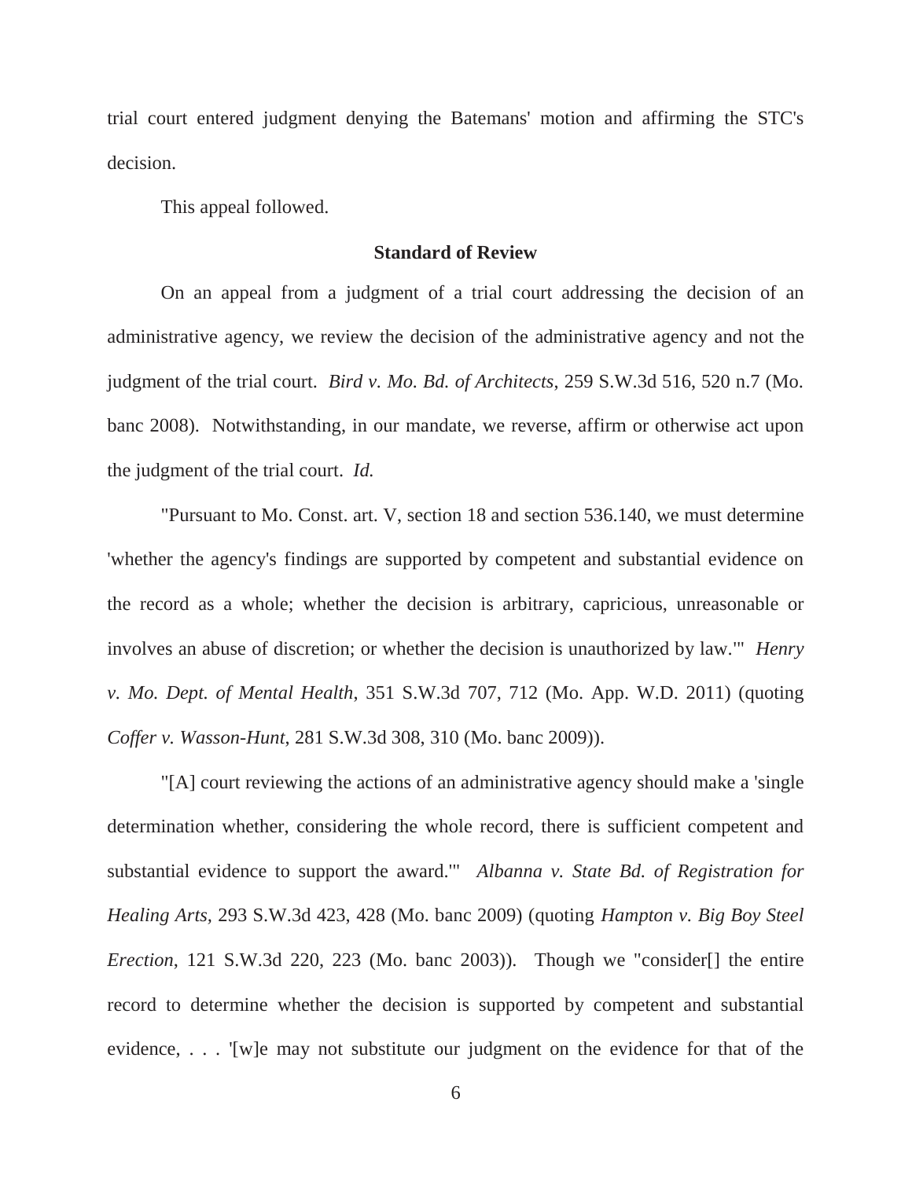trial court entered judgment denying the Batemans' motion and affirming the STC's decision.

This appeal followed.

**Standard of Review**

On an appeal from a judgment of a trial court addressing the decision of an administrative agency, we review the decision of the administrative agency and not the judgment of the trial court. *Bird v. Mo. Bd. of Architects*, 259 S.W.3d 516, 520 n.7 (Mo. banc 2008). Notwithstanding, in our mandate, we reverse, affirm or otherwise act upon the judgment of the trial court. *Id.*

"Pursuant to Mo. Const. art. V, section 18 and section 536.140, we must determine 'whether the agency's findings are supported by competent and substantial evidence on the record as a whole; whether the decision is arbitrary, capricious, unreasonable or involves an abuse of discretion; or whether the decision is unauthorized by law.'" *Henry v. Mo. Dept. of Mental Health*, 351 S.W.3d 707, 712 (Mo. App. W.D. 2011) (quoting *Coffer v. Wasson-Hunt*, 281 S.W.3d 308, 310 (Mo. banc 2009)).

"[A] court reviewing the actions of an administrative agency should make a 'single determination whether, considering the whole record, there is sufficient competent and substantial evidence to support the award.'" *Albanna v. State Bd. of Registration for Healing Arts*, 293 S.W.3d 423, 428 (Mo. banc 2009) (quoting *Hampton v. Big Boy Steel Erection*, 121 S.W.3d 220, 223 (Mo. banc 2003)). Though we "consider[] the entire record to determine whether the decision is supported by competent and substantial evidence, . . . '[w]e may not substitute our judgment on the evidence for that of the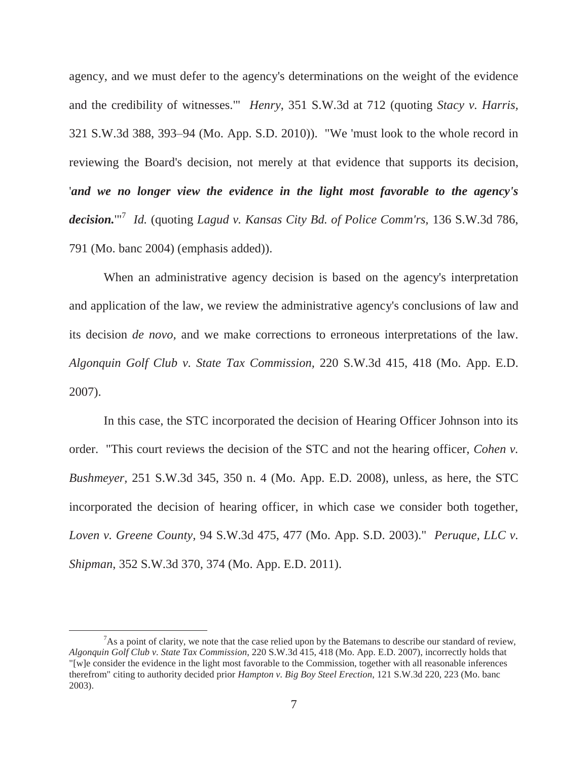agency, and we must defer to the agency's determinations on the weight of the evidence and the credibility of witnesses.'" *Henry*, 351 S.W.3d at 712 (quoting *Stacy v. Harris,* 321 S.W.3d 388, 393–94 (Mo. App. S.D. 2010)). "We 'must look to the whole record in reviewing the Board's decision, not merely at that evidence that supports its decision, '***and we no longer view the evidence in the light most favorable to the agency's decision.***'"[7] *Id.* (quoting *Lagud v. Kansas City Bd. of Police Comm'rs,* 136 S.W.3d 786, 791 (Mo. banc 2004) (emphasis added)).

When an administrative agency decision is based on the agency's interpretation and application of the law, we review the administrative agency's conclusions of law and its decision *de novo,* and we make corrections to erroneous interpretations of the law. *Algonquin Golf Club v. State Tax Commission*, 220 S.W.3d 415, 418 (Mo. App. E.D. 2007).

In this case, the STC incorporated the decision of Hearing Officer Johnson into its order. "This court reviews the decision of the STC and not the hearing officer, *Cohen v. Bushmeyer*, 251 S.W.3d 345, 350 n. 4 (Mo. App. E.D. 2008), unless, as here, the STC incorporated the decision of hearing officer, in which case we consider both together, *Loven v. Greene County,* 94 S.W.3d 475, 477 (Mo. App. S.D. 2003)." *Peruque, LLC v. Shipman*, 352 S.W.3d 370, 374 (Mo. App. E.D. 2011).

---

[7] As a point of clarity, we note that the case relied upon by the Batemans to describe our standard of review, *Algonquin Golf Club v. State Tax Commission*, 220 S.W.3d 415, 418 (Mo. App. E.D. 2007), incorrectly holds that "[w]e consider the evidence in the light most favorable to the Commission, together with all reasonable inferences therefrom" citing to authority decided prior *Hampton v. Big Boy Steel Erection*, 121 S.W.3d 220, 223 (Mo. banc 2003).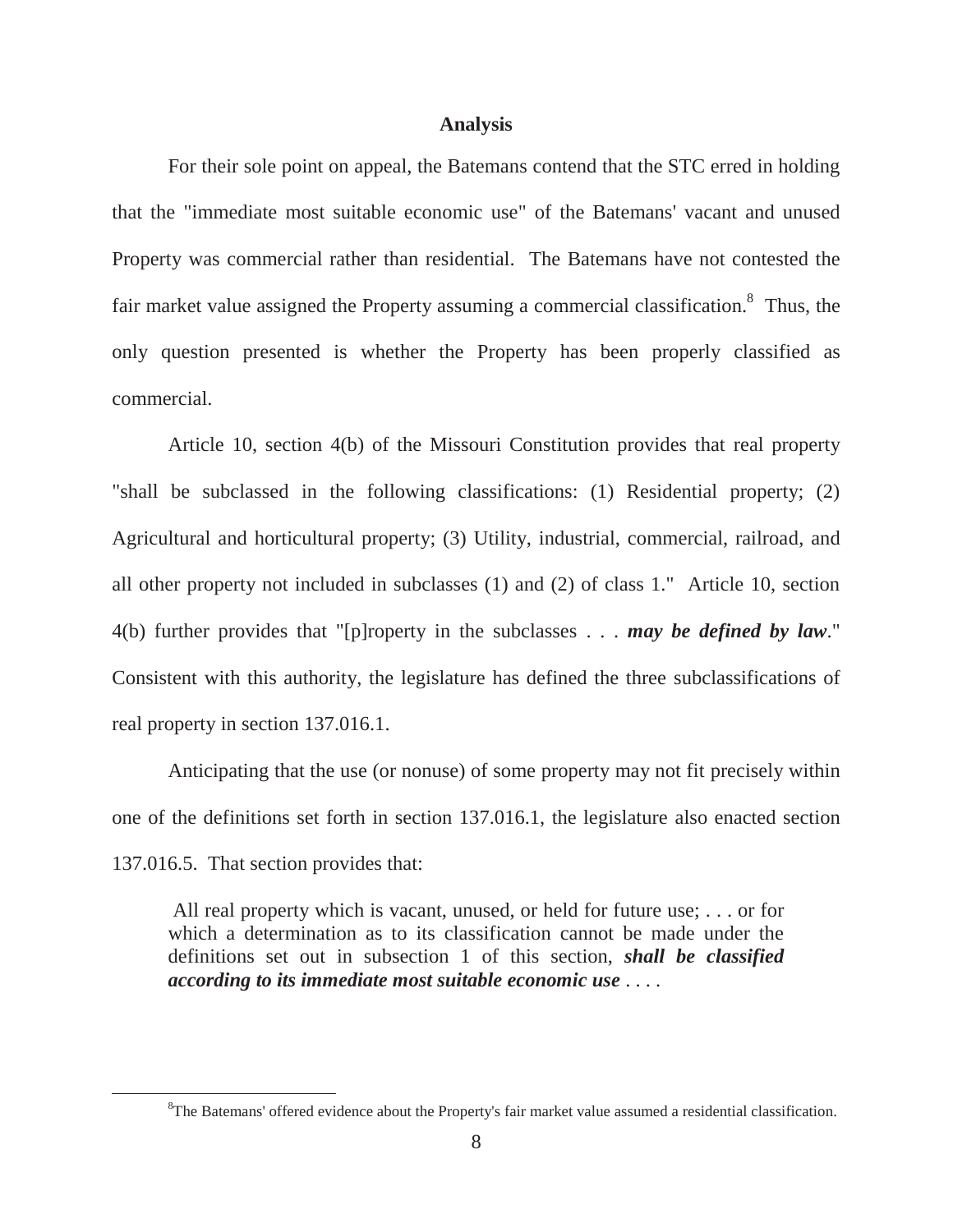## Analysis

For their sole point on appeal, the Batemans contend that the STC erred in holding that the "immediate most suitable economic use" of the Batemans' vacant and unused Property was commercial rather than residential. The Batemans have not contested the fair market value assigned the Property assuming a commercial classification.[8] Thus, the only question presented is whether the Property has been properly classified as commercial.

Article 10, section 4(b) of the Missouri Constitution provides that real property "shall be subclassed in the following classifications: (1) Residential property; (2) Agricultural and horticultural property; (3) Utility, industrial, commercial, railroad, and all other property not included in subclasses (1) and (2) of class 1." Article 10, section 4(b) further provides that "[p]roperty in the subclasses . . . ***may be defined by law***." Consistent with this authority, the legislature has defined the three subclassifications of real property in section 137.016.1.

Anticipating that the use (or nonuse) of some property may not fit precisely within one of the definitions set forth in section 137.016.1, the legislature also enacted section 137.016.5. That section provides that:

> All real property which is vacant, unused, or held for future use; . . . or for which a determination as to its classification cannot be made under the definitions set out in subsection 1 of this section, ***shall be classified according to its immediate most suitable economic use*** . . . .

---

[8] The Batemans' offered evidence about the Property's fair market value assumed a residential classification.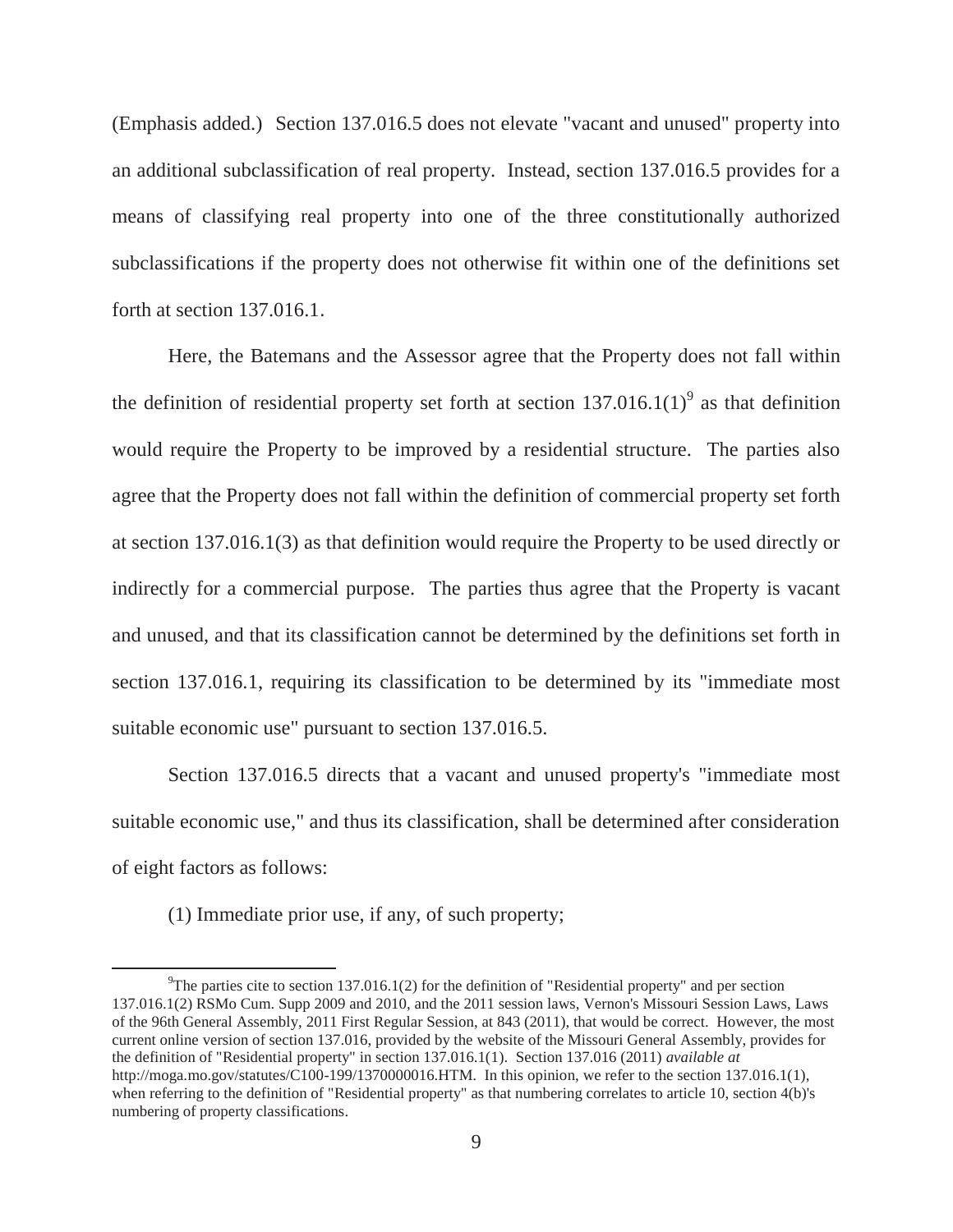(Emphasis added.) Section 137.016.5 does not elevate "vacant and unused" property into an additional subclassification of real property. Instead, section 137.016.5 provides for a means of classifying real property into one of the three constitutionally authorized subclassifications if the property does not otherwise fit within one of the definitions set forth at section 137.016.1.

Here, the Batemans and the Assessor agree that the Property does not fall within the definition of residential property set forth at section 137.016.1(1)[9] as that definition would require the Property to be improved by a residential structure. The parties also agree that the Property does not fall within the definition of commercial property set forth at section 137.016.1(3) as that definition would require the Property to be used directly or indirectly for a commercial purpose. The parties thus agree that the Property is vacant and unused, and that its classification cannot be determined by the definitions set forth in section 137.016.1, requiring its classification to be determined by its "immediate most suitable economic use" pursuant to section 137.016.5.

Section 137.016.5 directs that a vacant and unused property's "immediate most suitable economic use," and thus its classification, shall be determined after consideration of eight factors as follows:

(1) Immediate prior use, if any, of such property;

---

[9] The parties cite to section 137.016.1(2) for the definition of "Residential property" and per section 137.016.1(2) RSMo Cum. Supp 2009 and 2010, and the 2011 session laws, Vernon's Missouri Session Laws, Laws of the 96th General Assembly, 2011 First Regular Session, at 843 (2011), that would be correct. However, the most current online version of section 137.016, provided by the website of the Missouri General Assembly, provides for the definition of "Residential property" in section 137.016.1(1). Section 137.016 (2011) *available at* http://moga.mo.gov/statutes/C100-199/1370000016.HTM. In this opinion, we refer to the section 137.016.1(1), when referring to the definition of "Residential property" as that numbering correlates to article 10, section 4(b)'s numbering of property classifications.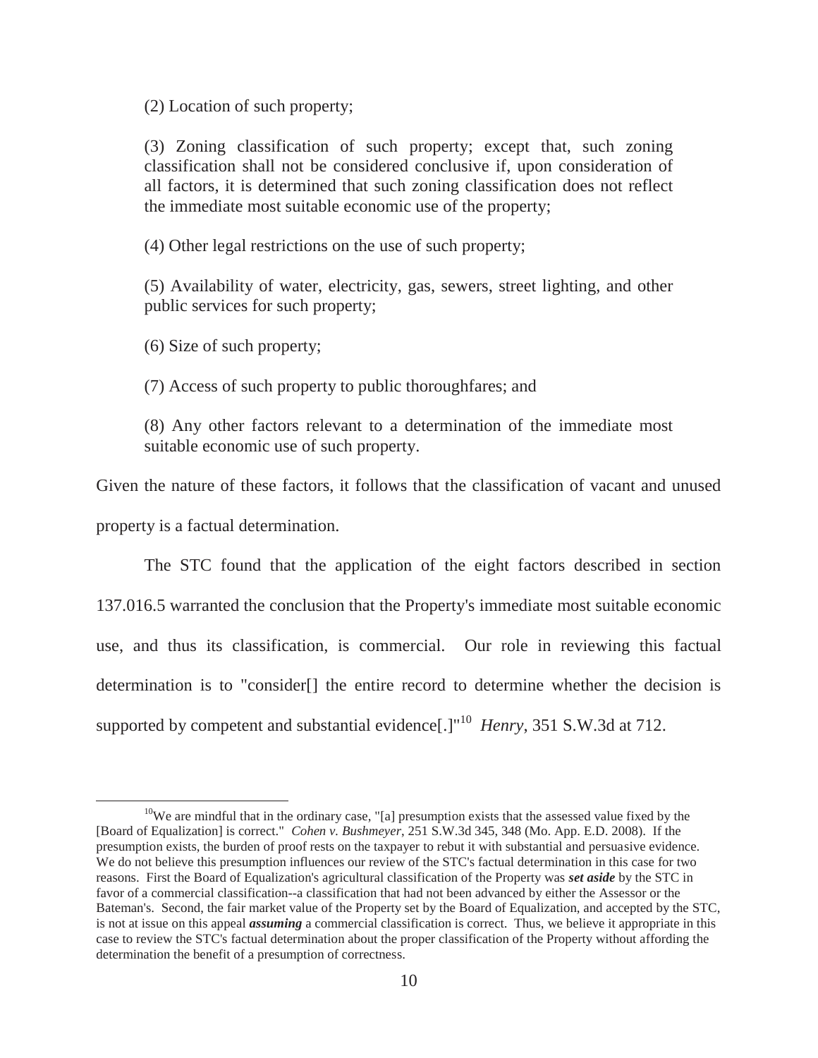(2) Location of such property;

(3) Zoning classification of such property; except that, such zoning classification shall not be considered conclusive if, upon consideration of all factors, it is determined that such zoning classification does not reflect the immediate most suitable economic use of the property;

(4) Other legal restrictions on the use of such property;

(5) Availability of water, electricity, gas, sewers, street lighting, and other public services for such property;

(6) Size of such property;

(7) Access of such property to public thoroughfares; and

(8) Any other factors relevant to a determination of the immediate most suitable economic use of such property.

Given the nature of these factors, it follows that the classification of vacant and unused property is a factual determination.

The STC found that the application of the eight factors described in section 137.016.5 warranted the conclusion that the Property's immediate most suitable economic use, and thus its classification, is commercial. Our role in reviewing this factual determination is to "consider[] the entire record to determine whether the decision is supported by competent and substantial evidence[.]"[10] *Henry*, 351 S.W.3d at 712.

---

[10] We are mindful that in the ordinary case, "[a] presumption exists that the assessed value fixed by the [Board of Equalization] is correct." *Cohen v. Bushmeyer*, 251 S.W.3d 345, 348 (Mo. App. E.D. 2008). If the presumption exists, the burden of proof rests on the taxpayer to rebut it with substantial and persuasive evidence. We do not believe this presumption influences our review of the STC's factual determination in this case for two reasons. First the Board of Equalization's agricultural classification of the Property was ***set aside*** by the STC in favor of a commercial classification--a classification that had not been advanced by either the Assessor or the Bateman's. Second, the fair market value of the Property set by the Board of Equalization, and accepted by the STC, is not at issue on this appeal ***assuming*** a commercial classification is correct. Thus, we believe it appropriate in this case to review the STC's factual determination about the proper classification of the Property without affording the determination the benefit of a presumption of correctness.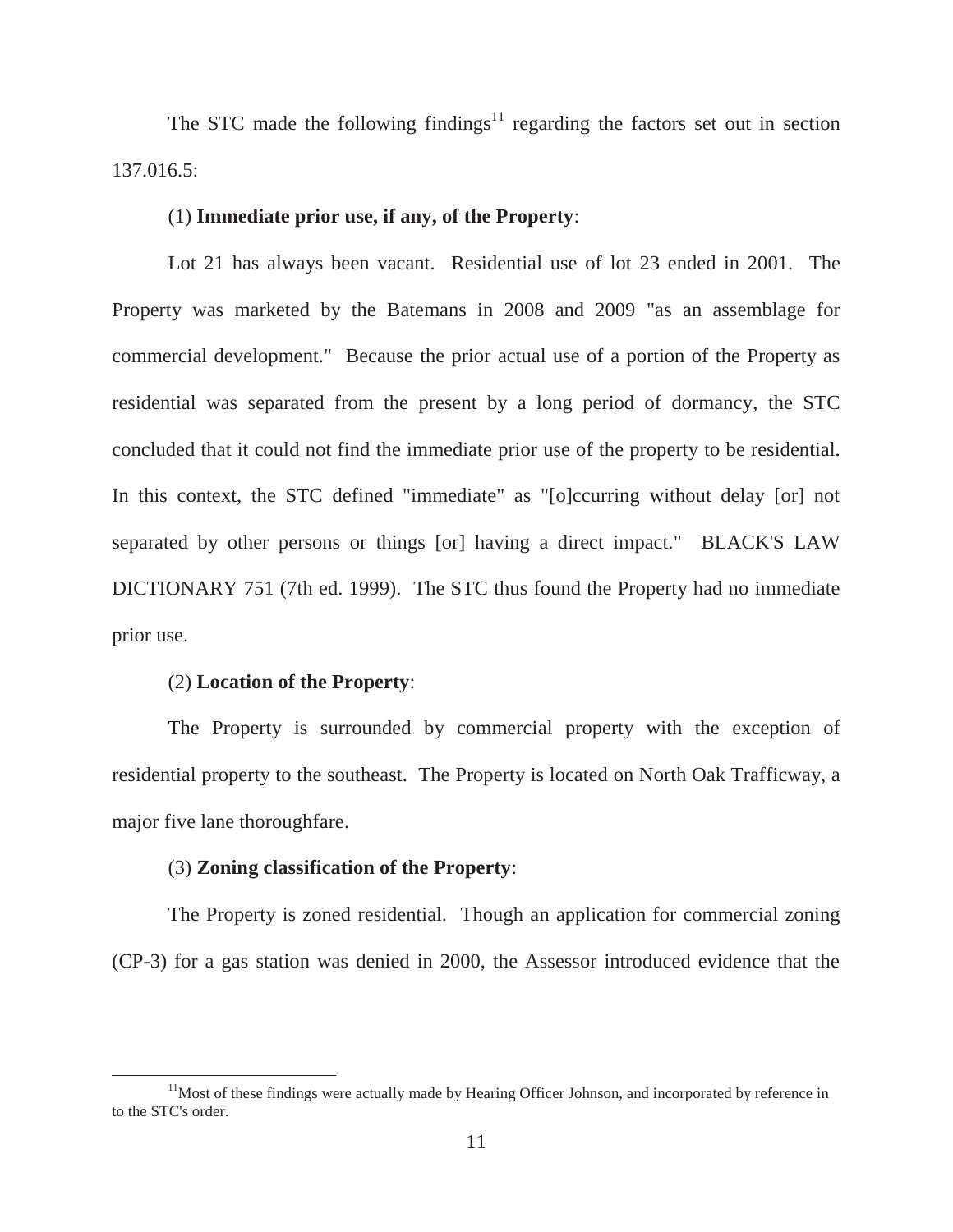The STC made the following findings[11] regarding the factors set out in section 137.016.5:

(1) **Immediate prior use, if any, of the Property**:

Lot 21 has always been vacant. Residential use of lot 23 ended in 2001. The Property was marketed by the Batemans in 2008 and 2009 "as an assemblage for commercial development." Because the prior actual use of a portion of the Property as residential was separated from the present by a long period of dormancy, the STC concluded that it could not find the immediate prior use of the property to be residential. In this context, the STC defined "immediate" as "[o]ccurring without delay [or] not separated by other persons or things [or] having a direct impact." BLACK'S LAW DICTIONARY 751 (7th ed. 1999). The STC thus found the Property had no immediate prior use.

(2) **Location of the Property**:

The Property is surrounded by commercial property with the exception of residential property to the southeast. The Property is located on North Oak Trafficway, a major five lane thoroughfare.

(3) **Zoning classification of the Property**:

The Property is zoned residential. Though an application for commercial zoning (CP-3) for a gas station was denied in 2000, the Assessor introduced evidence that the

[11] Most of these findings were actually made by Hearing Officer Johnson, and incorporated by reference in to the STC's order.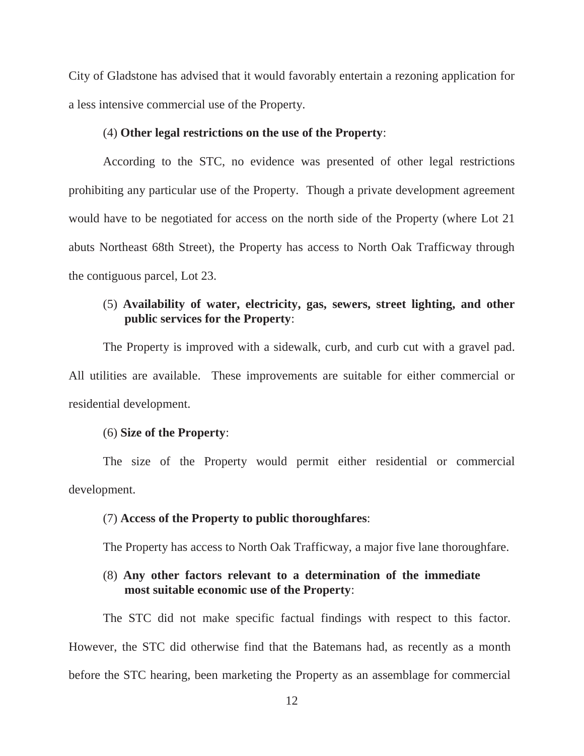City of Gladstone has advised that it would favorably entertain a rezoning application for a less intensive commercial use of the Property.

(4) **Other legal restrictions on the use of the Property**:

According to the STC, no evidence was presented of other legal restrictions prohibiting any particular use of the Property. Though a private development agreement would have to be negotiated for access on the north side of the Property (where Lot 21 abuts Northeast 68th Street), the Property has access to North Oak Trafficway through the contiguous parcel, Lot 23.

(5) **Availability of water, electricity, gas, sewers, street lighting, and other public services for the Property**:

The Property is improved with a sidewalk, curb, and curb cut with a gravel pad. All utilities are available. These improvements are suitable for either commercial or residential development.

(6) **Size of the Property**:

The size of the Property would permit either residential or commercial development.

(7) **Access of the Property to public thoroughfares**:

The Property has access to North Oak Trafficway, a major five lane thoroughfare.

(8) **Any other factors relevant to a determination of the immediate most suitable economic use of the Property**:

The STC did not make specific factual findings with respect to this factor. However, the STC did otherwise find that the Batemans had, as recently as a month before the STC hearing, been marketing the Property as an assemblage for commercial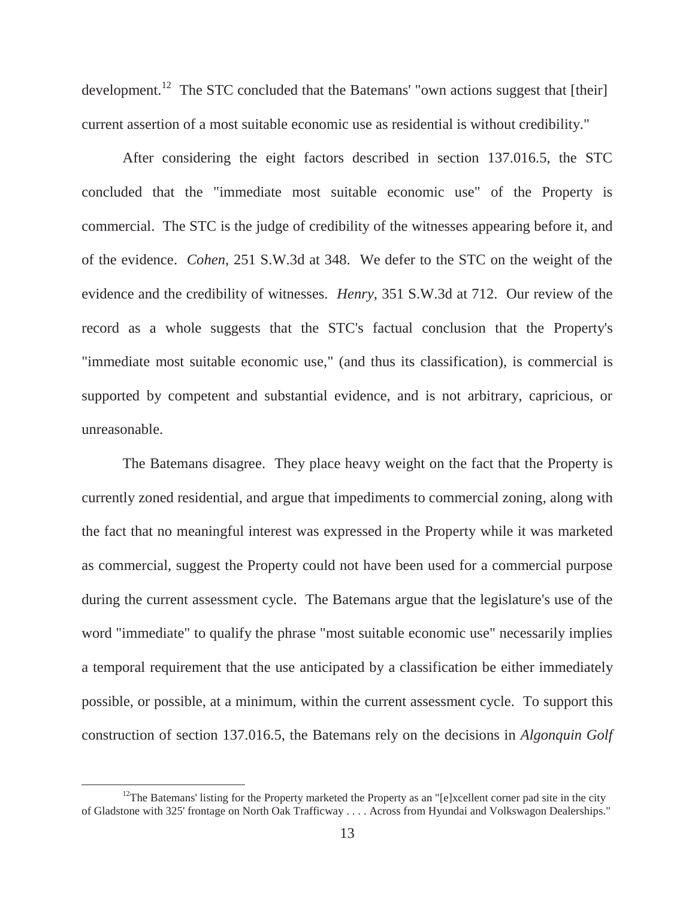development.[12] The STC concluded that the Batemans' "own actions suggest that [their] current assertion of a most suitable economic use as residential is without credibility."

After considering the eight factors described in section 137.016.5, the STC concluded that the "immediate most suitable economic use" of the Property is commercial. The STC is the judge of credibility of the witnesses appearing before it, and of the evidence. *Cohen*, 251 S.W.3d at 348. We defer to the STC on the weight of the evidence and the credibility of witnesses. *Henry*, 351 S.W.3d at 712. Our review of the record as a whole suggests that the STC's factual conclusion that the Property's "immediate most suitable economic use," (and thus its classification), is commercial is supported by competent and substantial evidence, and is not arbitrary, capricious, or unreasonable.

The Batemans disagree. They place heavy weight on the fact that the Property is currently zoned residential, and argue that impediments to commercial zoning, along with the fact that no meaningful interest was expressed in the Property while it was marketed as commercial, suggest the Property could not have been used for a commercial purpose during the current assessment cycle. The Batemans argue that the legislature's use of the word "immediate" to qualify the phrase "most suitable economic use" necessarily implies a temporal requirement that the use anticipated by a classification be either immediately possible, or possible, at a minimum, within the current assessment cycle. To support this construction of section 137.016.5, the Batemans rely on the decisions in *Algonquin Golf*

---

[12] The Batemans' listing for the Property marketed the Property as an "[e]xcellent corner pad site in the city of Gladstone with 325' frontage on North Oak Trafficway . . . . Across from Hyundai and Volkswagon Dealerships."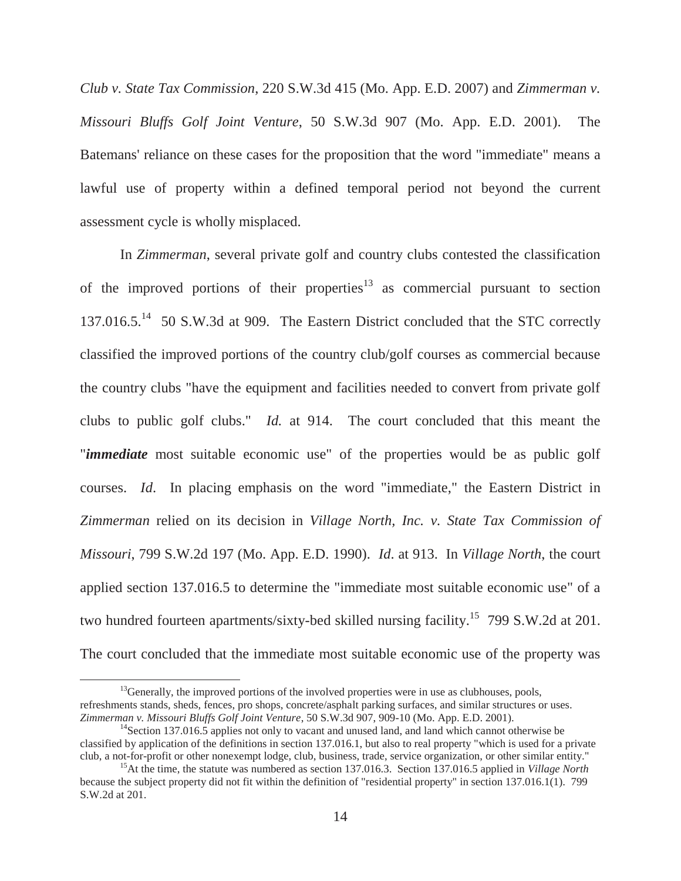*Club v. State Tax Commission*, 220 S.W.3d 415 (Mo. App. E.D. 2007) and *Zimmerman v. Missouri Bluffs Golf Joint Venture*, 50 S.W.3d 907 (Mo. App. E.D. 2001). The Batemans' reliance on these cases for the proposition that the word "immediate" means a lawful use of property within a defined temporal period not beyond the current assessment cycle is wholly misplaced.

In *Zimmerman*, several private golf and country clubs contested the classification of the improved portions of their properties[13] as commercial pursuant to section 137.016.5.[14] 50 S.W.3d at 909. The Eastern District concluded that the STC correctly classified the improved portions of the country club/golf courses as commercial because the country clubs "have the equipment and facilities needed to convert from private golf clubs to public golf clubs." *Id.* at 914. The court concluded that this meant the "***immediate*** most suitable economic use" of the properties would be as public golf courses. *Id*. In placing emphasis on the word "immediate," the Eastern District in *Zimmerman* relied on its decision in *Village North, Inc. v. State Tax Commission of Missouri*, 799 S.W.2d 197 (Mo. App. E.D. 1990). *Id*. at 913. In *Village North*, the court applied section 137.016.5 to determine the "immediate most suitable economic use" of a two hundred fourteen apartments/sixty-bed skilled nursing facility.[15] 799 S.W.2d at 201. The court concluded that the immediate most suitable economic use of the property was

---

[13] Generally, the improved portions of the involved properties were in use as clubhouses, pools, refreshments stands, sheds, fences, pro shops, concrete/asphalt parking surfaces, and similar structures or uses. *Zimmerman v. Missouri Bluffs Golf Joint Venture*, 50 S.W.3d 907, 909-10 (Mo. App. E.D. 2001).

[14] Section 137.016.5 applies not only to vacant and unused land, and land which cannot otherwise be classified by application of the definitions in section 137.016.1, but also to real property "which is used for a private club, a not-for-profit or other nonexempt lodge, club, business, trade, service organization, or other similar entity."

[15] At the time, the statute was numbered as section 137.016.3. Section 137.016.5 applied in *Village North* because the subject property did not fit within the definition of "residential property" in section 137.016.1(1). 799 S.W.2d at 201.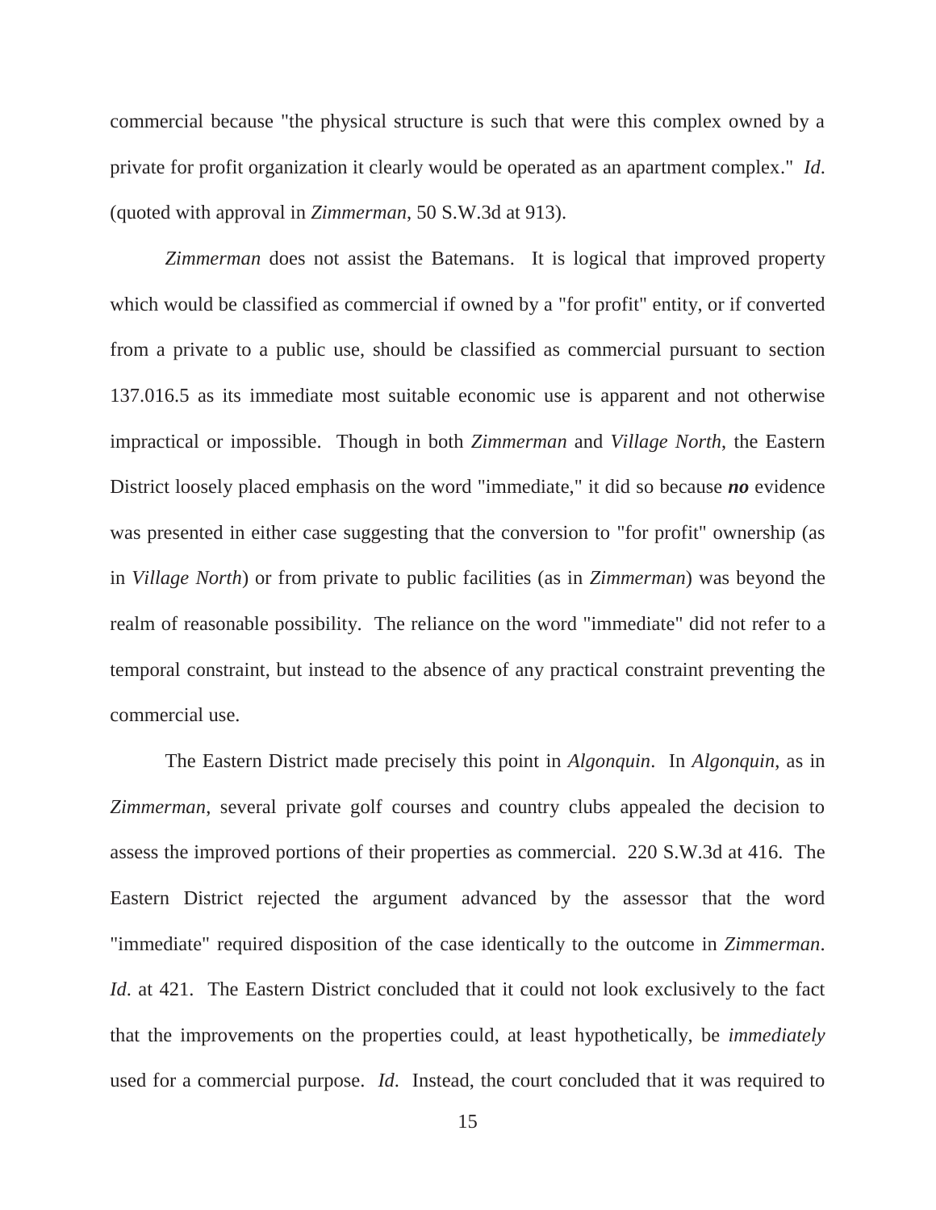commercial because "the physical structure is such that were this complex owned by a private for profit organization it clearly would be operated as an apartment complex." *Id*. (quoted with approval in *Zimmerman*, 50 S.W.3d at 913).

*Zimmerman* does not assist the Batemans. It is logical that improved property which would be classified as commercial if owned by a "for profit" entity, or if converted from a private to a public use, should be classified as commercial pursuant to section 137.016.5 as its immediate most suitable economic use is apparent and not otherwise impractical or impossible. Though in both *Zimmerman* and *Village North*, the Eastern District loosely placed emphasis on the word "immediate," it did so because ***no*** evidence was presented in either case suggesting that the conversion to "for profit" ownership (as in *Village North*) or from private to public facilities (as in *Zimmerman*) was beyond the realm of reasonable possibility. The reliance on the word "immediate" did not refer to a temporal constraint, but instead to the absence of any practical constraint preventing the commercial use.

The Eastern District made precisely this point in *Algonquin*. In *Algonquin*, as in *Zimmerman*, several private golf courses and country clubs appealed the decision to assess the improved portions of their properties as commercial. 220 S.W.3d at 416. The Eastern District rejected the argument advanced by the assessor that the word "immediate" required disposition of the case identically to the outcome in *Zimmerman*. *Id*. at 421. The Eastern District concluded that it could not look exclusively to the fact that the improvements on the properties could, at least hypothetically, be *immediately* used for a commercial purpose. *Id*. Instead, the court concluded that it was required to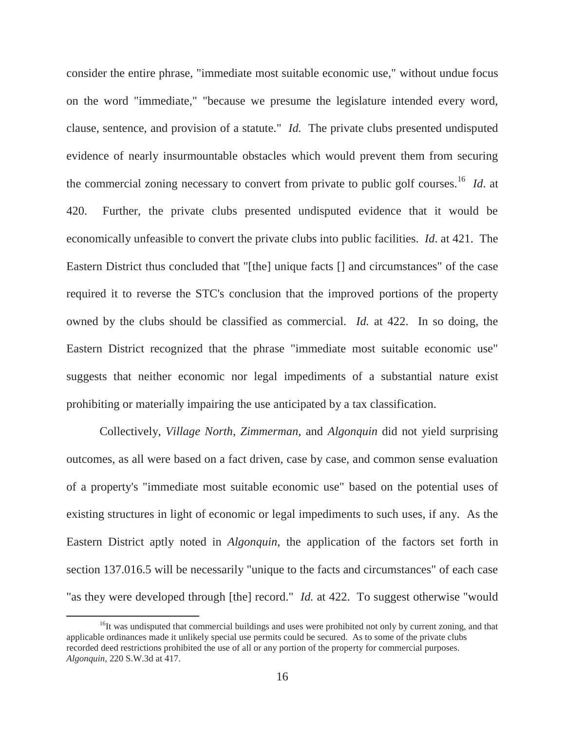consider the entire phrase, "immediate most suitable economic use," without undue focus on the word "immediate," "because we presume the legislature intended every word, clause, sentence, and provision of a statute." *Id.* The private clubs presented undisputed evidence of nearly insurmountable obstacles which would prevent them from securing the commercial zoning necessary to convert from private to public golf courses.[16] *Id*. at 420. Further, the private clubs presented undisputed evidence that it would be economically unfeasible to convert the private clubs into public facilities. *Id*. at 421. The Eastern District thus concluded that "[the] unique facts [] and circumstances" of the case required it to reverse the STC's conclusion that the improved portions of the property owned by the clubs should be classified as commercial. *Id.* at 422. In so doing, the Eastern District recognized that the phrase "immediate most suitable economic use" suggests that neither economic nor legal impediments of a substantial nature exist prohibiting or materially impairing the use anticipated by a tax classification.

Collectively, *Village North*, *Zimmerman*, and *Algonquin* did not yield surprising outcomes, as all were based on a fact driven, case by case, and common sense evaluation of a property's "immediate most suitable economic use" based on the potential uses of existing structures in light of economic or legal impediments to such uses, if any. As the Eastern District aptly noted in *Algonquin*, the application of the factors set forth in section 137.016.5 will be necessarily "unique to the facts and circumstances" of each case "as they were developed through [the] record." *Id.* at 422. To suggest otherwise "would

---

[16]It was undisputed that commercial buildings and uses were prohibited not only by current zoning, and that applicable ordinances made it unlikely special use permits could be secured. As to some of the private clubs recorded deed restrictions prohibited the use of all or any portion of the property for commercial purposes. *Algonquin*, 220 S.W.3d at 417.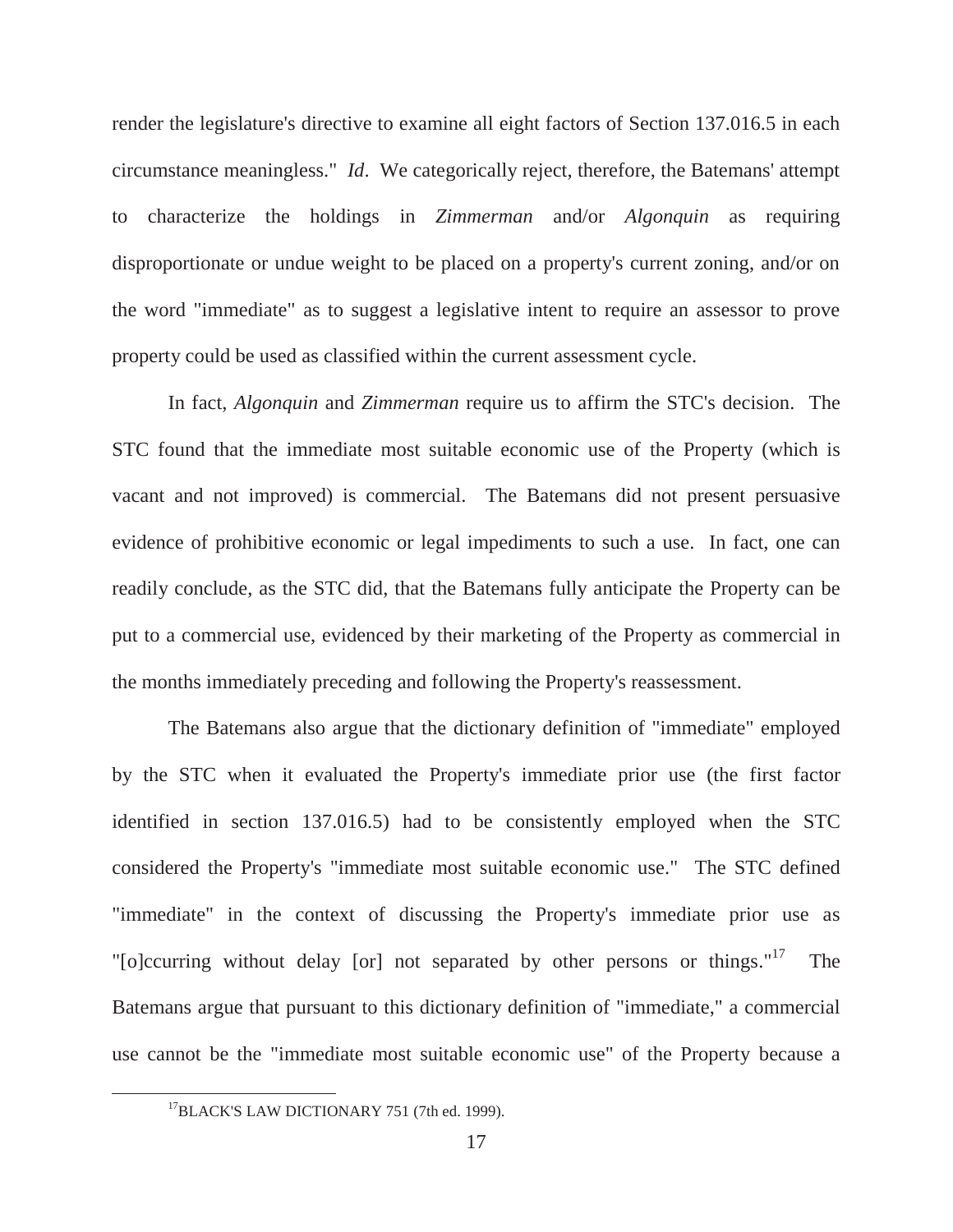render the legislature's directive to examine all eight factors of Section 137.016.5 in each circumstance meaningless." *Id*. We categorically reject, therefore, the Batemans' attempt to characterize the holdings in *Zimmerman* and/or *Algonquin* as requiring disproportionate or undue weight to be placed on a property's current zoning, and/or on the word "immediate" as to suggest a legislative intent to require an assessor to prove property could be used as classified within the current assessment cycle.

In fact, *Algonquin* and *Zimmerman* require us to affirm the STC's decision. The STC found that the immediate most suitable economic use of the Property (which is vacant and not improved) is commercial. The Batemans did not present persuasive evidence of prohibitive economic or legal impediments to such a use. In fact, one can readily conclude, as the STC did, that the Batemans fully anticipate the Property can be put to a commercial use, evidenced by their marketing of the Property as commercial in the months immediately preceding and following the Property's reassessment.

The Batemans also argue that the dictionary definition of "immediate" employed by the STC when it evaluated the Property's immediate prior use (the first factor identified in section 137.016.5) had to be consistently employed when the STC considered the Property's "immediate most suitable economic use." The STC defined "immediate" in the context of discussing the Property's immediate prior use as "[o]ccurring without delay [or] not separated by other persons or things."[17] The Batemans argue that pursuant to this dictionary definition of "immediate," a commercial use cannot be the "immediate most suitable economic use" of the Property because a

[17] BLACK'S LAW DICTIONARY 751 (7th ed. 1999).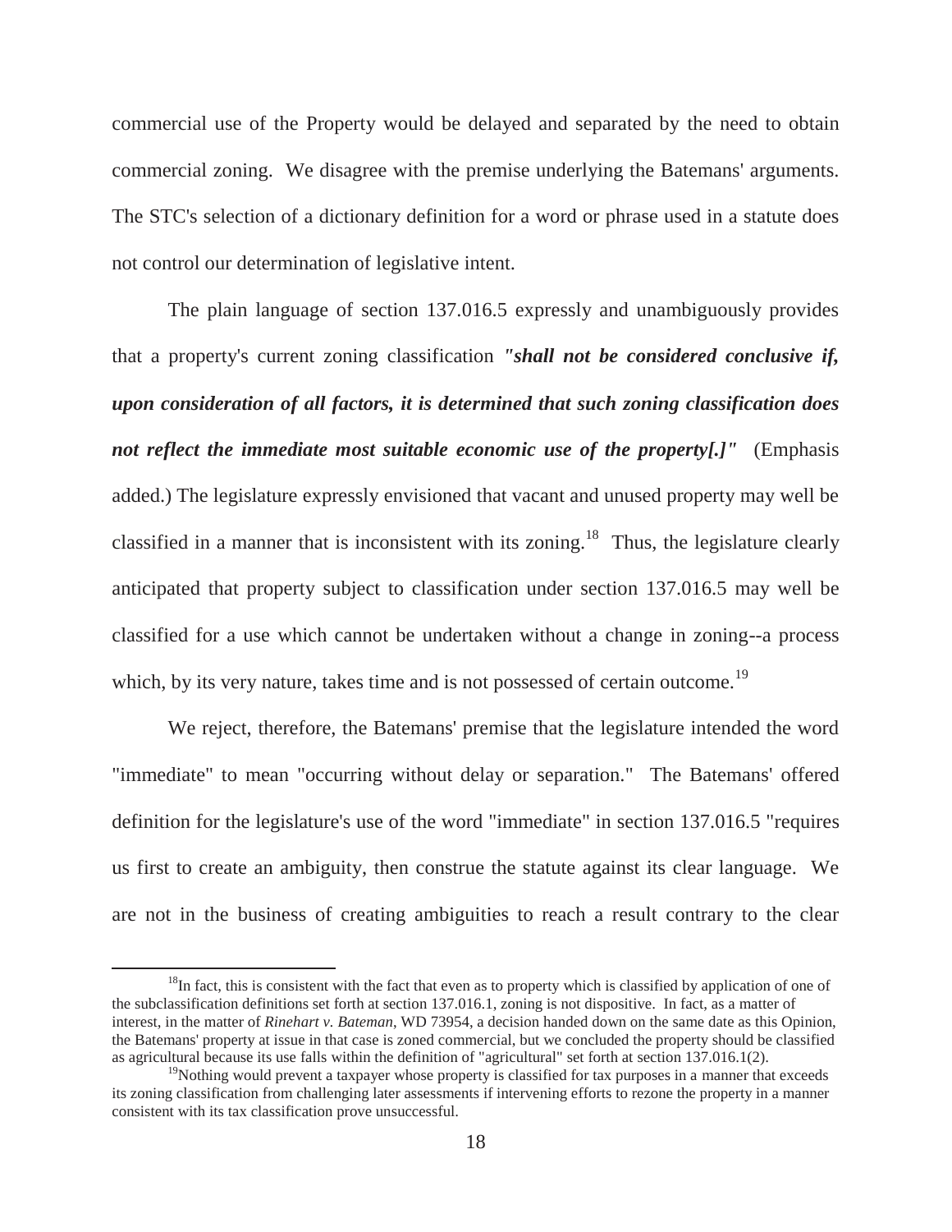commercial use of the Property would be delayed and separated by the need to obtain commercial zoning. We disagree with the premise underlying the Batemans' arguments. The STC's selection of a dictionary definition for a word or phrase used in a statute does not control our determination of legislative intent.

The plain language of section 137.016.5 expressly and unambiguously provides that a property's current zoning classification ***"shall not be considered conclusive if, upon consideration of all factors, it is determined that such zoning classification does not reflect the immediate most suitable economic use of the property[.]"*** (Emphasis added.) The legislature expressly envisioned that vacant and unused property may well be classified in a manner that is inconsistent with its zoning.[18] Thus, the legislature clearly anticipated that property subject to classification under section 137.016.5 may well be classified for a use which cannot be undertaken without a change in zoning--a process which, by its very nature, takes time and is not possessed of certain outcome.[19]

We reject, therefore, the Batemans' premise that the legislature intended the word "immediate" to mean "occurring without delay or separation." The Batemans' offered definition for the legislature's use of the word "immediate" in section 137.016.5 "requires us first to create an ambiguity, then construe the statute against its clear language. We are not in the business of creating ambiguities to reach a result contrary to the clear

---

[18] In fact, this is consistent with the fact that even as to property which is classified by application of one of the subclassification definitions set forth at section 137.016.1, zoning is not dispositive. In fact, as a matter of interest, in the matter of *Rinehart v. Bateman*, WD 73954, a decision handed down on the same date as this Opinion, the Batemans' property at issue in that case is zoned commercial, but we concluded the property should be classified as agricultural because its use falls within the definition of "agricultural" set forth at section 137.016.1(2).

[19] Nothing would prevent a taxpayer whose property is classified for tax purposes in a manner that exceeds its zoning classification from challenging later assessments if intervening efforts to rezone the property in a manner consistent with its tax classification prove unsuccessful.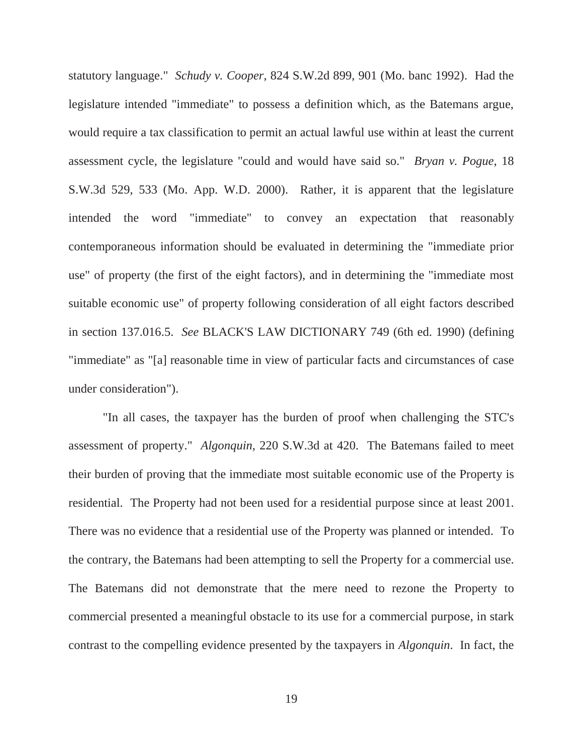statutory language." *Schudy v. Cooper*, 824 S.W.2d 899, 901 (Mo. banc 1992). Had the legislature intended "immediate" to possess a definition which, as the Batemans argue, would require a tax classification to permit an actual lawful use within at least the current assessment cycle, the legislature "could and would have said so." *Bryan v. Pogue*, 18 S.W.3d 529, 533 (Mo. App. W.D. 2000). Rather, it is apparent that the legislature intended the word "immediate" to convey an expectation that reasonably contemporaneous information should be evaluated in determining the "immediate prior use" of property (the first of the eight factors), and in determining the "immediate most suitable economic use" of property following consideration of all eight factors described in section 137.016.5. *See* BLACK'S LAW DICTIONARY 749 (6th ed. 1990) (defining "immediate" as "[a] reasonable time in view of particular facts and circumstances of case under consideration").

"In all cases, the taxpayer has the burden of proof when challenging the STC's assessment of property." *Algonquin*, 220 S.W.3d at 420. The Batemans failed to meet their burden of proving that the immediate most suitable economic use of the Property is residential. The Property had not been used for a residential purpose since at least 2001. There was no evidence that a residential use of the Property was planned or intended. To the contrary, the Batemans had been attempting to sell the Property for a commercial use. The Batemans did not demonstrate that the mere need to rezone the Property to commercial presented a meaningful obstacle to its use for a commercial purpose, in stark contrast to the compelling evidence presented by the taxpayers in *Algonquin*. In fact, the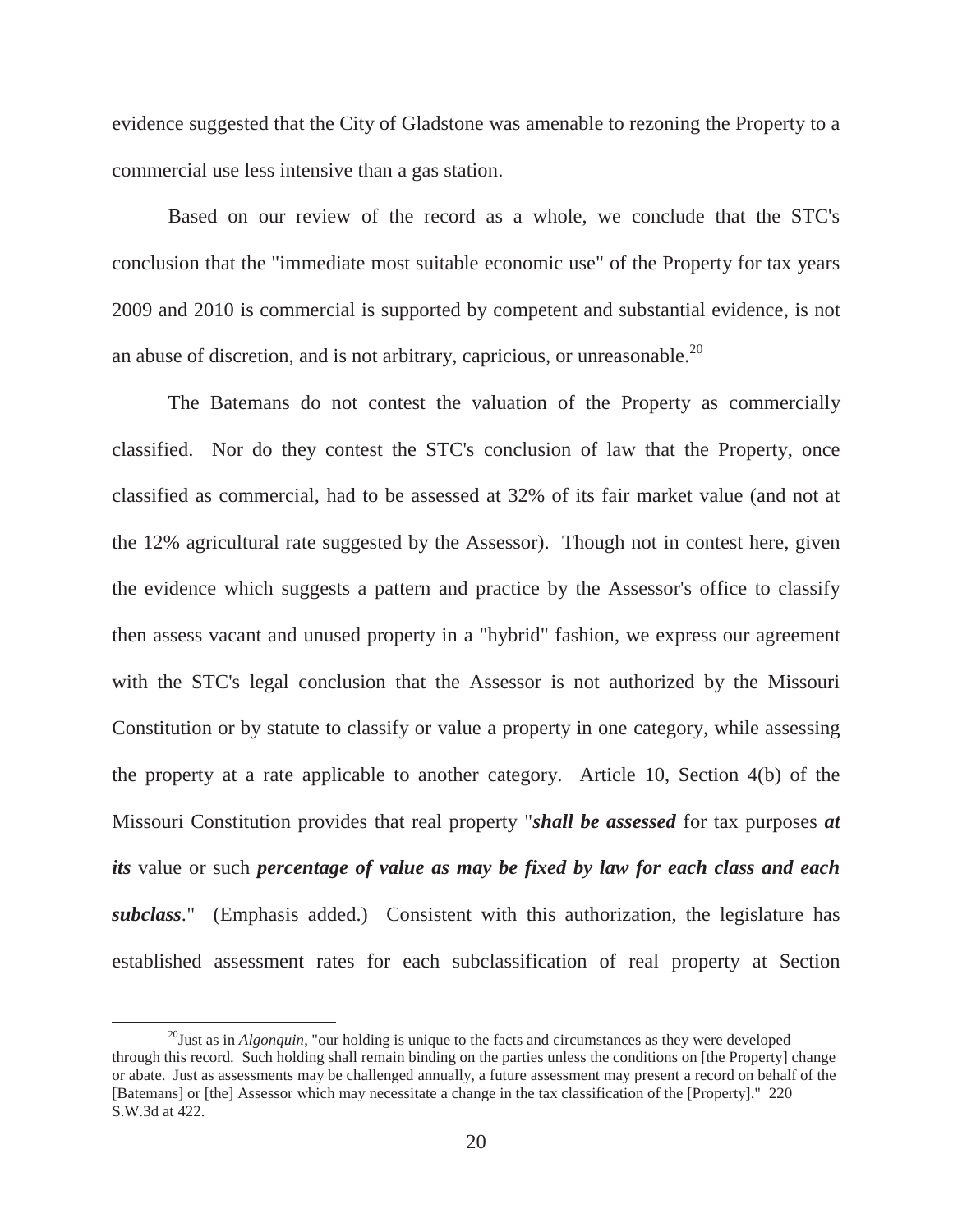evidence suggested that the City of Gladstone was amenable to rezoning the Property to a commercial use less intensive than a gas station.

Based on our review of the record as a whole, we conclude that the STC's conclusion that the "immediate most suitable economic use" of the Property for tax years 2009 and 2010 is commercial is supported by competent and substantial evidence, is not an abuse of discretion, and is not arbitrary, capricious, or unreasonable.[20]

The Batemans do not contest the valuation of the Property as commercially classified. Nor do they contest the STC's conclusion of law that the Property, once classified as commercial, had to be assessed at 32% of its fair market value (and not at the 12% agricultural rate suggested by the Assessor). Though not in contest here, given the evidence which suggests a pattern and practice by the Assessor's office to classify then assess vacant and unused property in a "hybrid" fashion, we express our agreement with the STC's legal conclusion that the Assessor is not authorized by the Missouri Constitution or by statute to classify or value a property in one category, while assessing the property at a rate applicable to another category. Article 10, Section 4(b) of the Missouri Constitution provides that real property "***shall be assessed*** for tax purposes ***at its*** value or such ***percentage of value as may be fixed by law for each class and each subclass***." (Emphasis added.) Consistent with this authorization, the legislature has established assessment rates for each subclassification of real property at Section

[20] Just as in *Algonquin*, "our holding is unique to the facts and circumstances as they were developed through this record. Such holding shall remain binding on the parties unless the conditions on [the Property] change or abate. Just as assessments may be challenged annually, a future assessment may present a record on behalf of the [Batemans] or [the] Assessor which may necessitate a change in the tax classification of the [Property]." 220 S.W.3d at 422.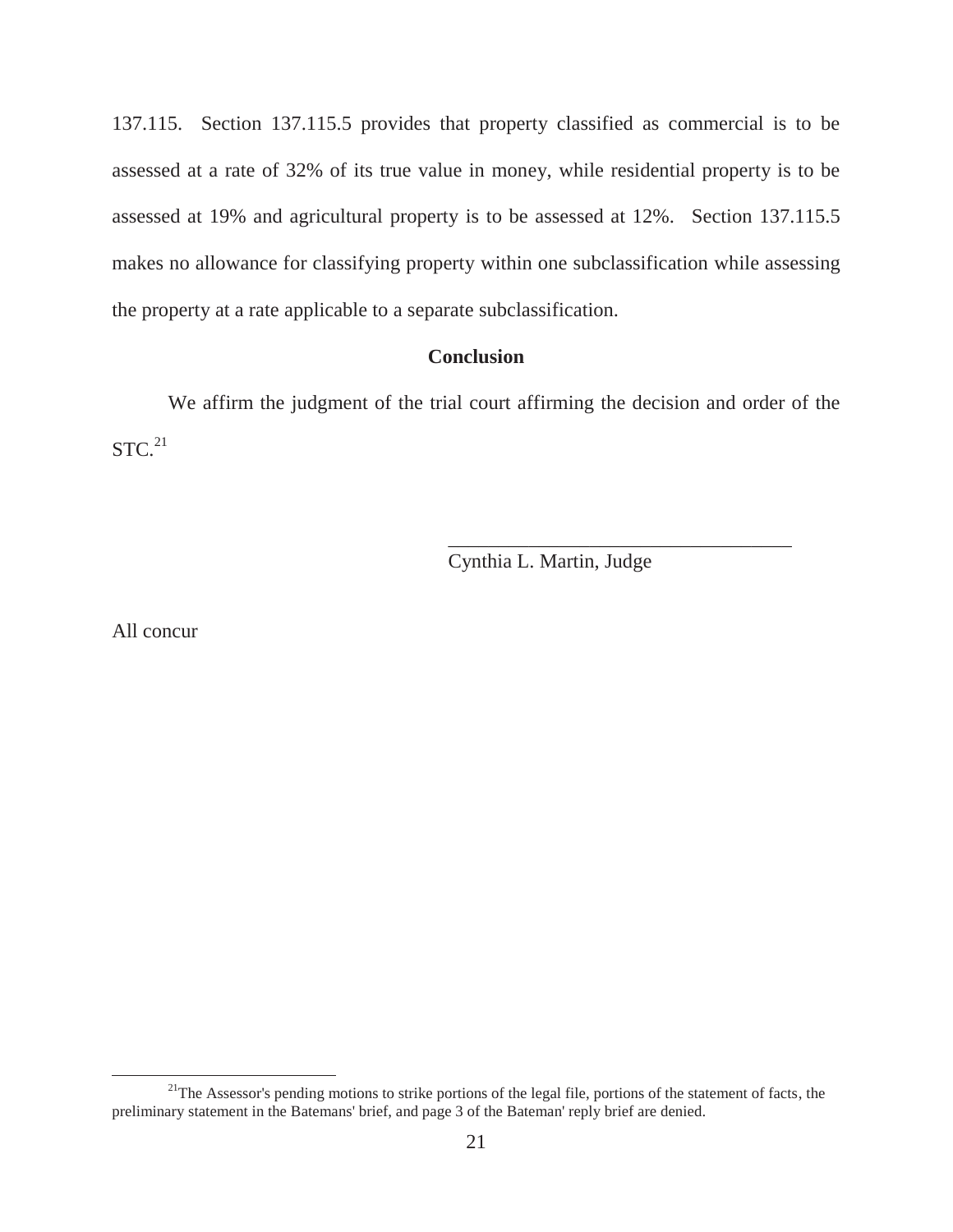137.115. Section 137.115.5 provides that property classified as commercial is to be assessed at a rate of 32% of its true value in money, while residential property is to be assessed at 19% and agricultural property is to be assessed at 12%. Section 137.115.5 makes no allowance for classifying property within one subclassification while assessing the property at a rate applicable to a separate subclassification.

**Conclusion**

We affirm the judgment of the trial court affirming the decision and order of the STC.[21]

\_\_\_\_\_\_\_\_\_\_\_\_\_\_\_\_\_\_\_\_\_\_\_\_\_\_\_\_\_\_\_\_\_\_\_
Cynthia L. Martin, Judge

All concur

[21]The Assessor's pending motions to strike portions of the legal file, portions of the statement of facts, the preliminary statement in the Batemans' brief, and page 3 of the Bateman' reply brief are denied.